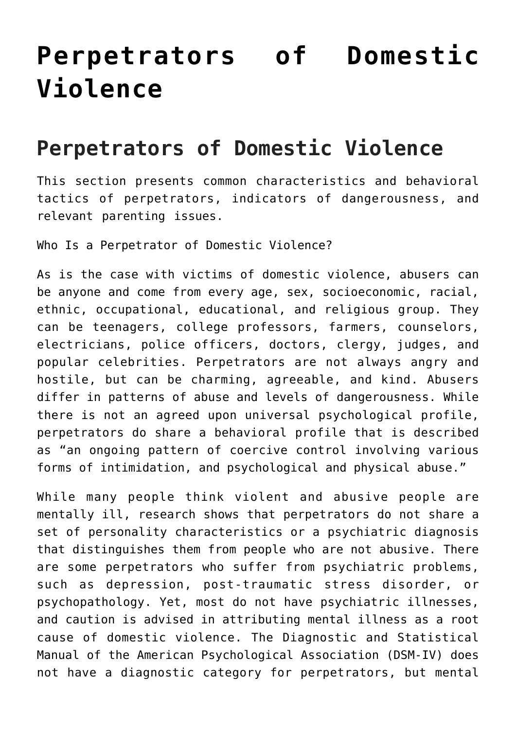# Perpetrators of Domestic Violence

## Perpetrators of Domestic Violence

This section presents common characteristics and behavioral tactics of perpetrators, indicators of dangerousness, and relevant parenting issues.

Who Is a Perpetrator of Domestic Violence?

As is the case with victims of domestic violence, abusers can be anyone and come from every age, sex, socioeconomic, racial, ethnic, occupational, educational, and religious group. They can be teenagers, college professors, farmers, counselors, electricians, police officers, doctors, clergy, judges, and popular celebrities. Perpetrators are not always angry and hostile, but can be charming, agreeable, and kind. Abusers differ in patterns of abuse and levels of dangerousness. While there is not an agreed upon universal psychological profile, perpetrators do share a behavioral profile that is described as "an ongoing pattern of coercive control involving various forms of intimidation, and psychological and physical abuse."

While many people think violent and abusive people are mentally ill, research shows that perpetrators do not share a set of personality characteristics or a psychiatric diagnosis that distinguishes them from people who are not abusive. There are some perpetrators who suffer from psychiatric problems, such as depression, post-traumatic stress disorder, or psychopathology. Yet, most do not have psychiatric illnesses, and caution is advised in attributing mental illness as a root cause of domestic violence. The Diagnostic and Statistical Manual of the American Psychological Association (DSM-IV) does not have a diagnostic category for perpetrators, but mental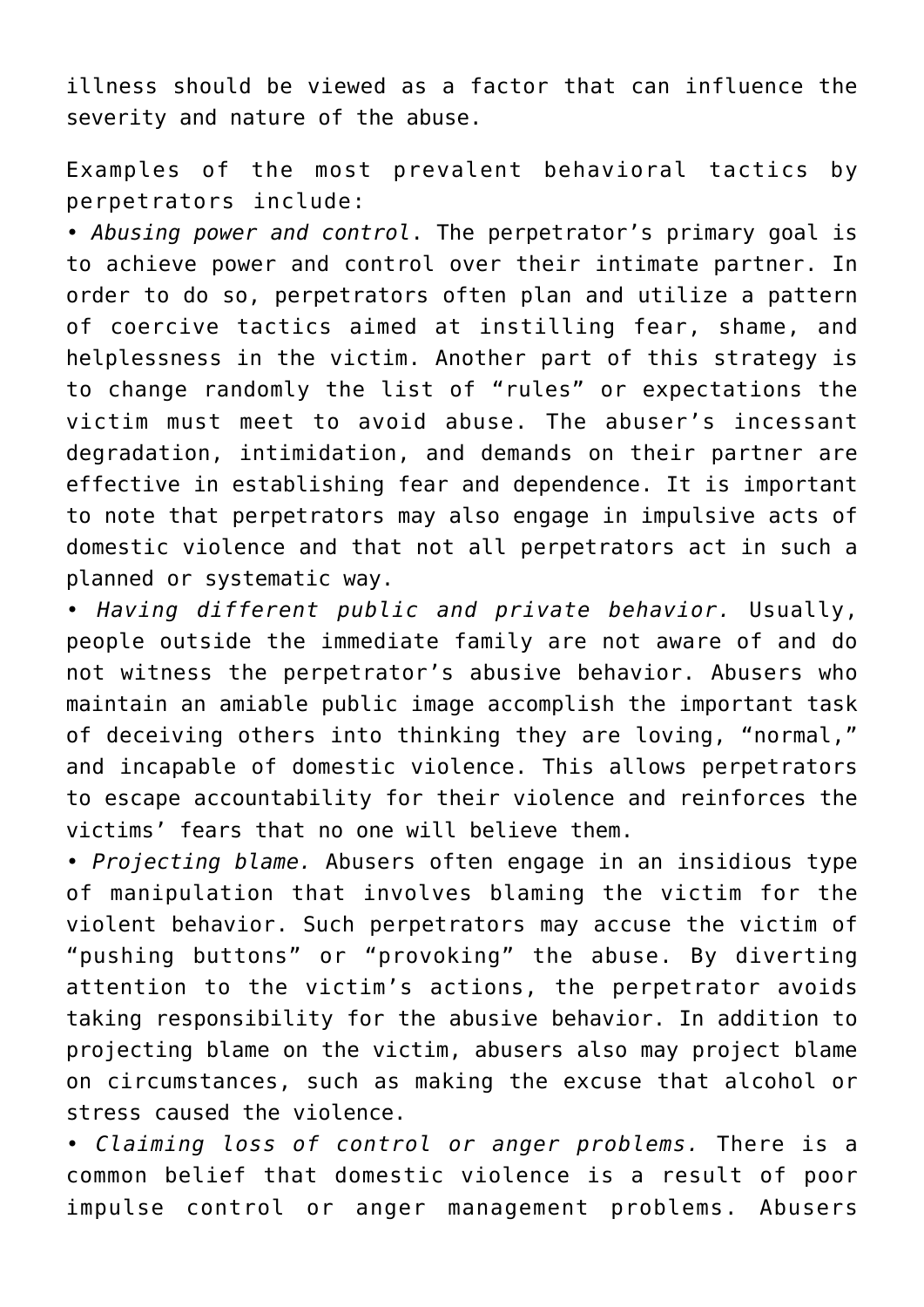illness should be viewed as a factor that can influence the severity and nature of the abuse.

Examples of the most prevalent behavioral tactics by perpetrators include:

- *Abusing power and control*. The perpetrator's primary goal is to achieve power and control over their intimate partner. In order to do so, perpetrators often plan and utilize a pattern of coercive tactics aimed at instilling fear, shame, and helplessness in the victim. Another part of this strategy is to change randomly the list of "rules" or expectations the victim must meet to avoid abuse. The abuser's incessant degradation, intimidation, and demands on their partner are effective in establishing fear and dependence. It is important to note that perpetrators may also engage in impulsive acts of domestic violence and that not all perpetrators act in such a planned or systematic way.
- *Having different public and private behavior.* Usually, people outside the immediate family are not aware of and do not witness the perpetrator's abusive behavior. Abusers who maintain an amiable public image accomplish the important task of deceiving others into thinking they are loving, "normal," and incapable of domestic violence. This allows perpetrators to escape accountability for their violence and reinforces the victims' fears that no one will believe them.
- *Projecting blame.* Abusers often engage in an insidious type of manipulation that involves blaming the victim for the violent behavior. Such perpetrators may accuse the victim of "pushing buttons" or "provoking" the abuse. By diverting attention to the victim's actions, the perpetrator avoids taking responsibility for the abusive behavior. In addition to projecting blame on the victim, abusers also may project blame on circumstances, such as making the excuse that alcohol or stress caused the violence.
- *Claiming loss of control or anger problems.* There is a common belief that domestic violence is a result of poor impulse control or anger management problems. Abusers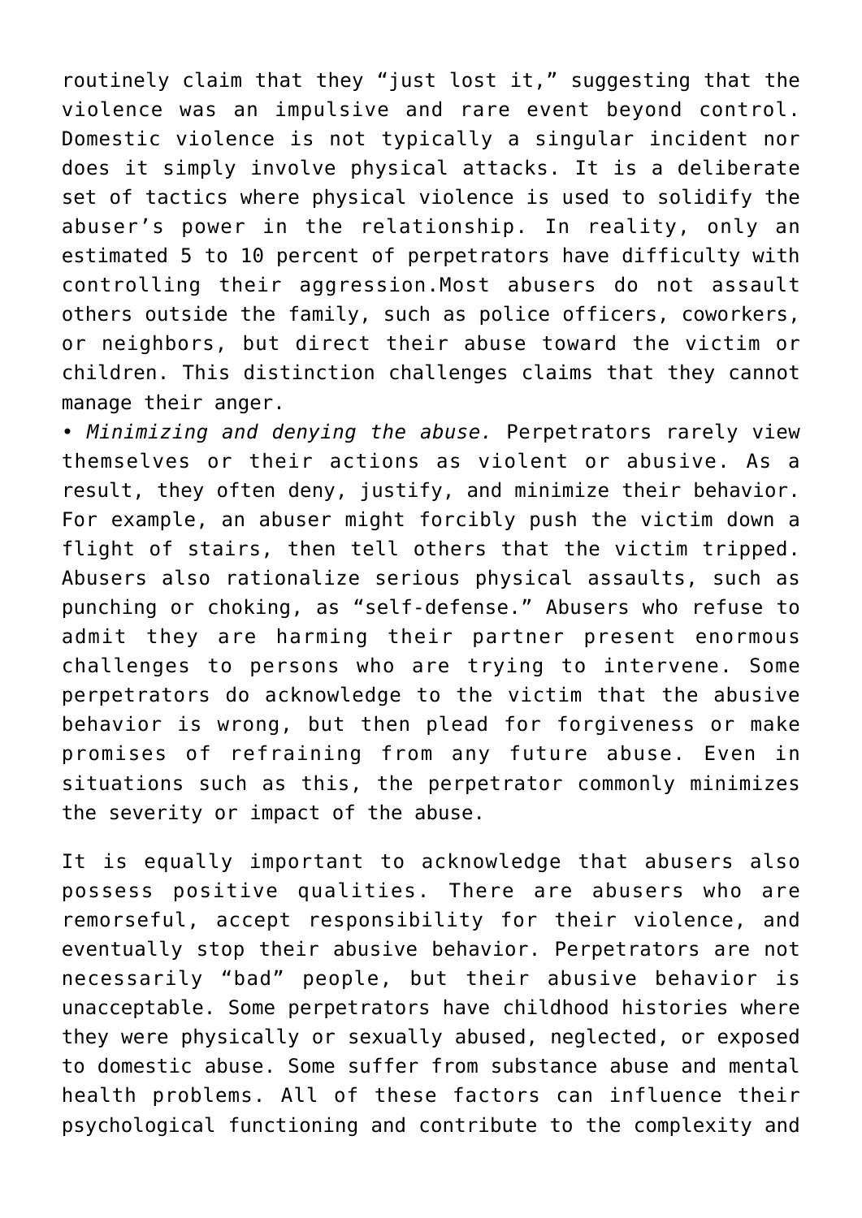routinely claim that they “just lost it,” suggesting that the violence was an impulsive and rare event beyond control. Domestic violence is not typically a singular incident nor does it simply involve physical attacks. It is a deliberate set of tactics where physical violence is used to solidify the abuser’s power in the relationship. In reality, only an estimated 5 to 10 percent of perpetrators have difficulty with controlling their aggression.Most abusers do not assault others outside the family, such as police officers, coworkers, or neighbors, but direct their abuse toward the victim or children. This distinction challenges claims that they cannot manage their anger.

- *Minimizing and denying the abuse.* Perpetrators rarely view themselves or their actions as violent or abusive. As a result, they often deny, justify, and minimize their behavior. For example, an abuser might forcibly push the victim down a flight of stairs, then tell others that the victim tripped. Abusers also rationalize serious physical assaults, such as punching or choking, as “self-defense.” Abusers who refuse to admit they are harming their partner present enormous challenges to persons who are trying to intervene. Some perpetrators do acknowledge to the victim that the abusive behavior is wrong, but then plead for forgiveness or make promises of refraining from any future abuse. Even in situations such as this, the perpetrator commonly minimizes the severity or impact of the abuse.

It is equally important to acknowledge that abusers also possess positive qualities. There are abusers who are remorseful, accept responsibility for their violence, and eventually stop their abusive behavior. Perpetrators are not necessarily “bad” people, but their abusive behavior is unacceptable. Some perpetrators have childhood histories where they were physically or sexually abused, neglected, or exposed to domestic abuse. Some suffer from substance abuse and mental health problems. All of these factors can influence their psychological functioning and contribute to the complexity and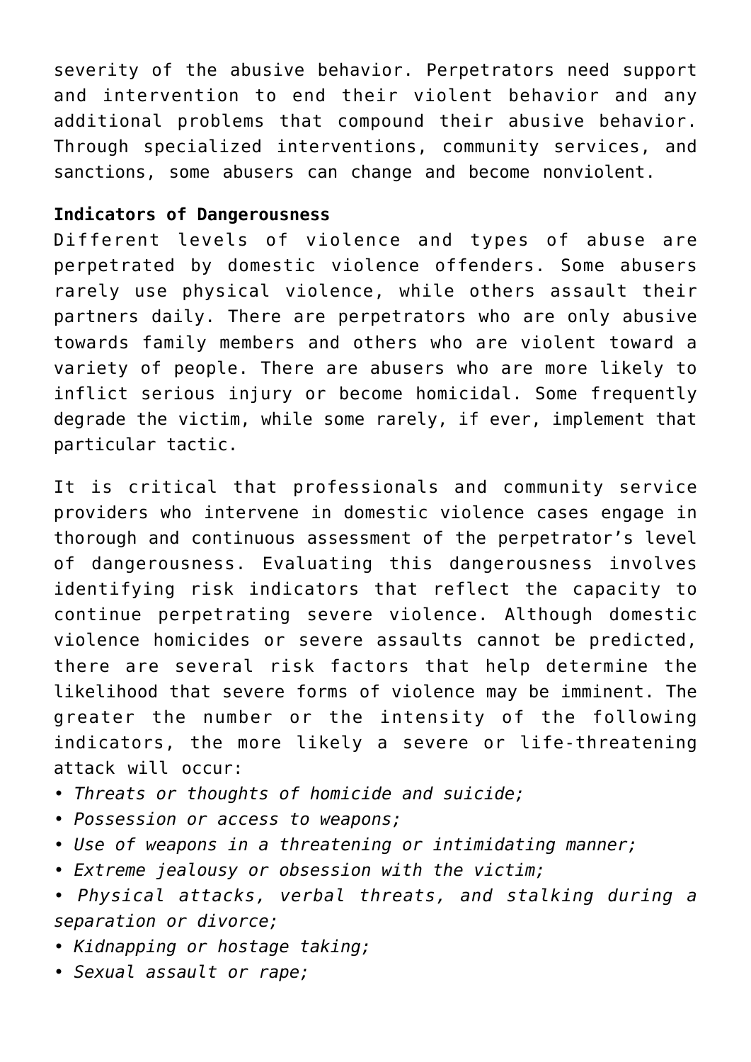severity of the abusive behavior. Perpetrators need support and intervention to end their violent behavior and any additional problems that compound their abusive behavior. Through specialized interventions, community services, and sanctions, some abusers can change and become nonviolent.

**Indicators of Dangerousness**

Different levels of violence and types of abuse are perpetrated by domestic violence offenders. Some abusers rarely use physical violence, while others assault their partners daily. There are perpetrators who are only abusive towards family members and others who are violent toward a variety of people. There are abusers who are more likely to inflict serious injury or become homicidal. Some frequently degrade the victim, while some rarely, if ever, implement that particular tactic.

It is critical that professionals and community service providers who intervene in domestic violence cases engage in thorough and continuous assessment of the perpetrator's level of dangerousness. Evaluating this dangerousness involves identifying risk indicators that reflect the capacity to continue perpetrating severe violence. Although domestic violence homicides or severe assaults cannot be predicted, there are several risk factors that help determine the likelihood that severe forms of violence may be imminent. The greater the number or the intensity of the following indicators, the more likely a severe or life-threatening attack will occur:

- *Threats or thoughts of homicide and suicide;*
- *Possession or access to weapons;*
- *Use of weapons in a threatening or intimidating manner;*
- *Extreme jealousy or obsession with the victim;*
- *Physical attacks, verbal threats, and stalking during a separation or divorce;*
- *Kidnapping or hostage taking;*
- *Sexual assault or rape;*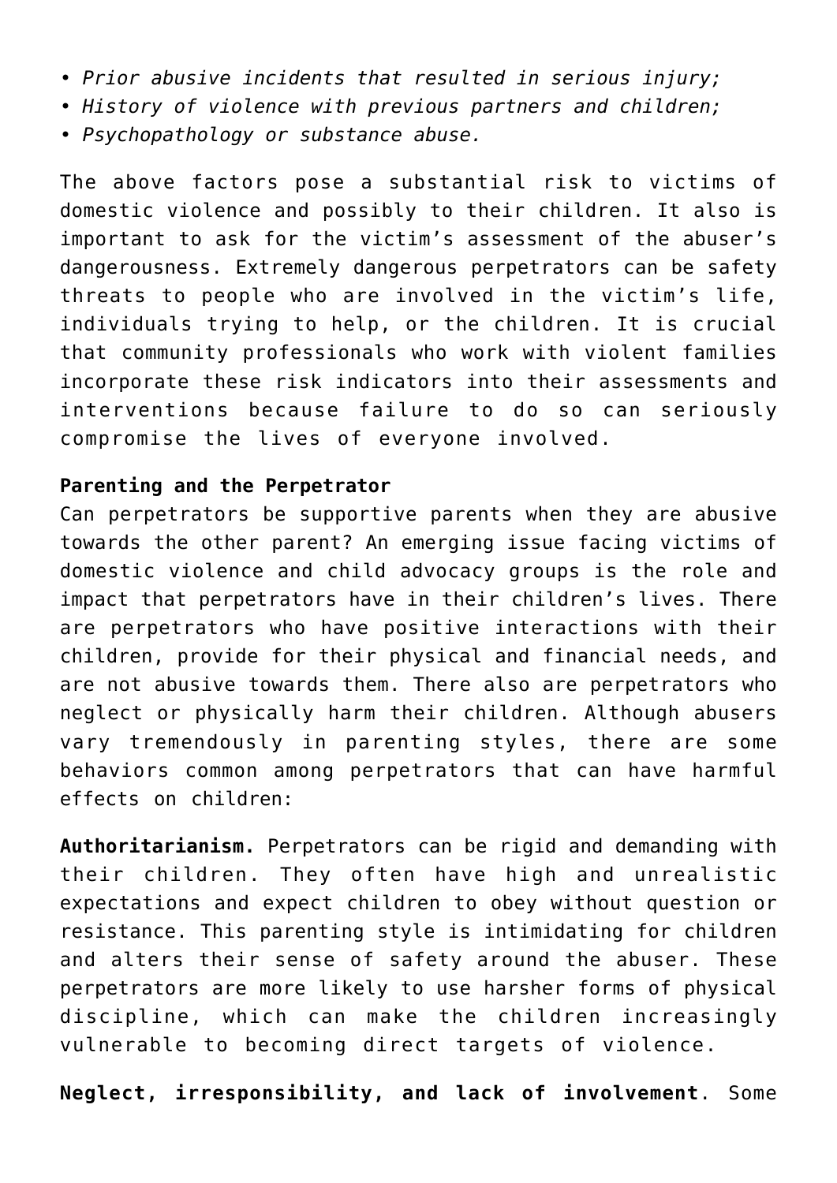- *Prior abusive incidents that resulted in serious injury;*
- *History of violence with previous partners and children;*
- *Psychopathology or substance abuse.*

The above factors pose a substantial risk to victims of domestic violence and possibly to their children. It also is important to ask for the victim's assessment of the abuser's dangerousness. Extremely dangerous perpetrators can be safety threats to people who are involved in the victim's life, individuals trying to help, or the children. It is crucial that community professionals who work with violent families incorporate these risk indicators into their assessments and interventions because failure to do so can seriously compromise the lives of everyone involved.

**Parenting and the Perpetrator**

Can perpetrators be supportive parents when they are abusive towards the other parent? An emerging issue facing victims of domestic violence and child advocacy groups is the role and impact that perpetrators have in their children's lives. There are perpetrators who have positive interactions with their children, provide for their physical and financial needs, and are not abusive towards them. There also are perpetrators who neglect or physically harm their children. Although abusers vary tremendously in parenting styles, there are some behaviors common among perpetrators that can have harmful effects on children:

**Authoritarianism.** Perpetrators can be rigid and demanding with their children. They often have high and unrealistic expectations and expect children to obey without question or resistance. This parenting style is intimidating for children and alters their sense of safety around the abuser. These perpetrators are more likely to use harsher forms of physical discipline, which can make the children increasingly vulnerable to becoming direct targets of violence.

**Neglect, irresponsibility, and lack of involvement**. Some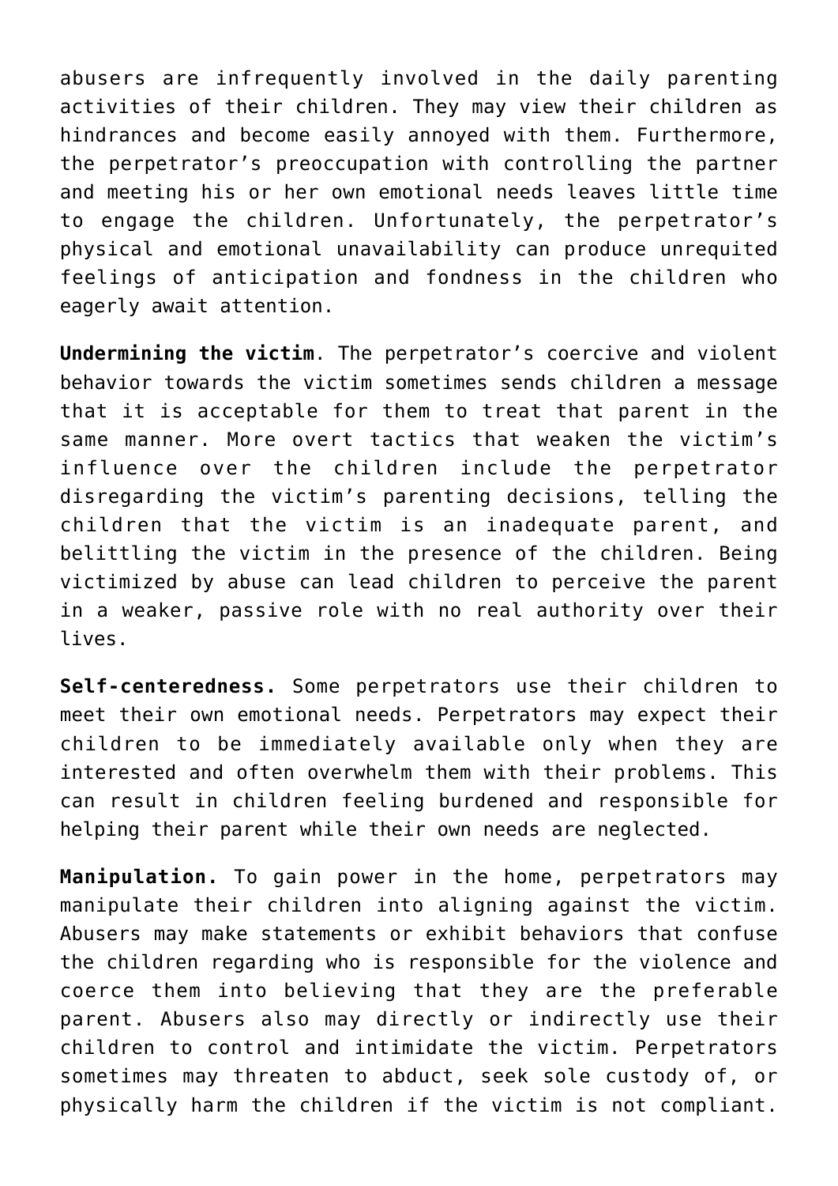abusers are infrequently involved in the daily parenting activities of their children. They may view their children as hindrances and become easily annoyed with them. Furthermore, the perpetrator's preoccupation with controlling the partner and meeting his or her own emotional needs leaves little time to engage the children. Unfortunately, the perpetrator's physical and emotional unavailability can produce unrequited feelings of anticipation and fondness in the children who eagerly await attention.

**Undermining the victim**. The perpetrator's coercive and violent behavior towards the victim sometimes sends children a message that it is acceptable for them to treat that parent in the same manner. More overt tactics that weaken the victim's influence over the children include the perpetrator disregarding the victim's parenting decisions, telling the children that the victim is an inadequate parent, and belittling the victim in the presence of the children. Being victimized by abuse can lead children to perceive the parent in a weaker, passive role with no real authority over their lives.

**Self-centeredness.** Some perpetrators use their children to meet their own emotional needs. Perpetrators may expect their children to be immediately available only when they are interested and often overwhelm them with their problems. This can result in children feeling burdened and responsible for helping their parent while their own needs are neglected.

**Manipulation.** To gain power in the home, perpetrators may manipulate their children into aligning against the victim. Abusers may make statements or exhibit behaviors that confuse the children regarding who is responsible for the violence and coerce them into believing that they are the preferable parent. Abusers also may directly or indirectly use their children to control and intimidate the victim. Perpetrators sometimes may threaten to abduct, seek sole custody of, or physically harm the children if the victim is not compliant.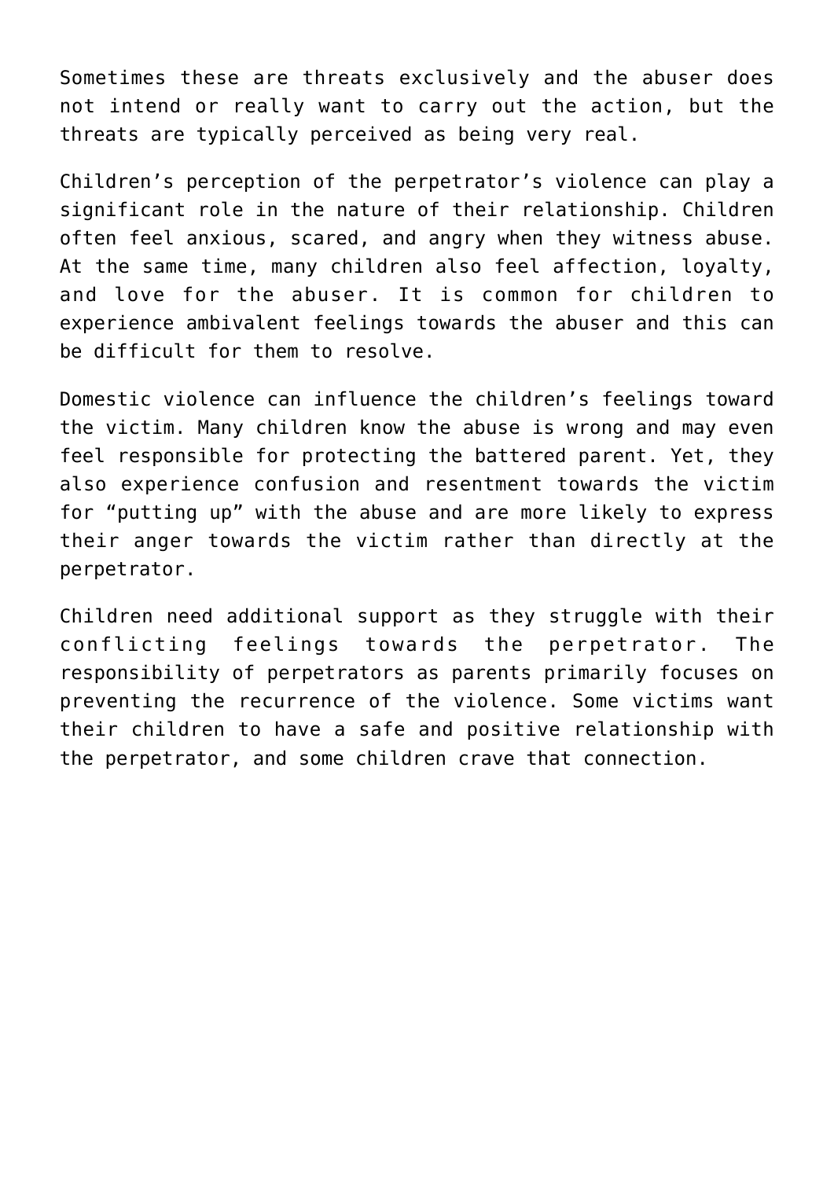Sometimes these are threats exclusively and the abuser does not intend or really want to carry out the action, but the threats are typically perceived as being very real.

Children's perception of the perpetrator's violence can play a significant role in the nature of their relationship. Children often feel anxious, scared, and angry when they witness abuse. At the same time, many children also feel affection, loyalty, and love for the abuser. It is common for children to experience ambivalent feelings towards the abuser and this can be difficult for them to resolve.

Domestic violence can influence the children's feelings toward the victim. Many children know the abuse is wrong and may even feel responsible for protecting the battered parent. Yet, they also experience confusion and resentment towards the victim for "putting up" with the abuse and are more likely to express their anger towards the victim rather than directly at the perpetrator.

Children need additional support as they struggle with their conflicting feelings towards the perpetrator. The responsibility of perpetrators as parents primarily focuses on preventing the recurrence of the violence. Some victims want their children to have a safe and positive relationship with the perpetrator, and some children crave that connection.